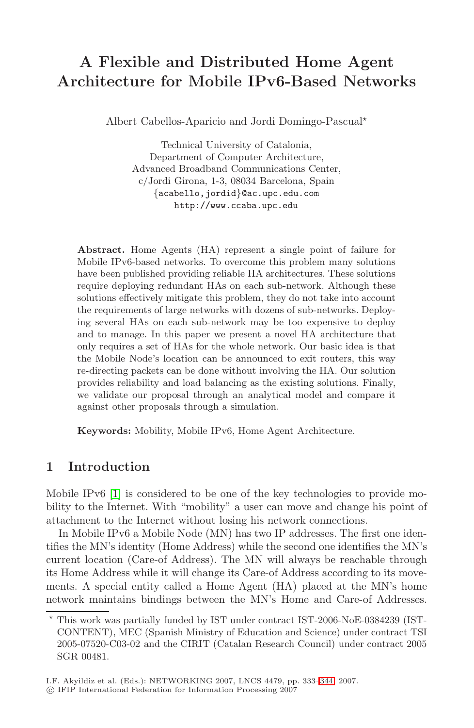# A Flexible and Distributed Home Agent Architecture for Mobile IPv6-Based Networks

Albert Cabellos-Aparicio and Jordi Domingo-Pascual*

Technical University of Catalonia,
Department of Computer Architecture,
Advanced Broadband Communications Center,
c/Jordi Girona, 1-3, 08034 Barcelona, Spain
{acabello,jordid}@ac.upc.edu.com
http://www.ccaba.upc.edu

**Abstract.** Home Agents (HA) represent a single point of failure for Mobile IPv6-based networks. To overcome this problem many solutions have been published providing reliable HA architectures. These solutions require deploying redundant HAs on each sub-network. Although these solutions effectively mitigate this problem, they do not take into account the requirements of large networks with dozens of sub-networks. Deploying several HAs on each sub-network may be too expensive to deploy and to manage. In this paper we present a novel HA architecture that only requires a set of HAs for the whole network. Our basic idea is that the Mobile Node's location can be announced to exit routers, this way re-directing packets can be done without involving the HA. Our solution provides reliability and load balancing as the existing solutions. Finally, we validate our proposal through an analytical model and compare it against other proposals through a simulation.

**Keywords:** Mobility, Mobile IPv6, Home Agent Architecture.

## 1 Introduction

Mobile IPv6 [1] is considered to be one of the key technologies to provide mobility to the Internet. With "mobility" a user can move and change his point of attachment to the Internet without losing his network connections.

In Mobile IPv6 a Mobile Node (MN) has two IP addresses. The first one identifies the MN's identity (Home Address) while the second one identifies the MN's current location (Care-of Address). The MN will always be reachable through its Home Address while it will change its Care-of Address according to its movements. A special entity called a Home Agent (HA) placed at the MN's home network maintains bindings between the MN's Home and Care-of Addresses.

* This work was partially funded by IST under contract IST-2006-NoE-0384239 (IST-CONTENT), MEC (Spanish Ministry of Education and Science) under contract TSI 2005-07520-C03-02 and the CIRIT (Catalan Research Council) under contract 2005 SGR 00481.

I.F. Akyildiz et al. (Eds.): NETWORKING 2007, LNCS 4479, pp. 333–344, 2007.
© IFIP International Federation for Information Processing 2007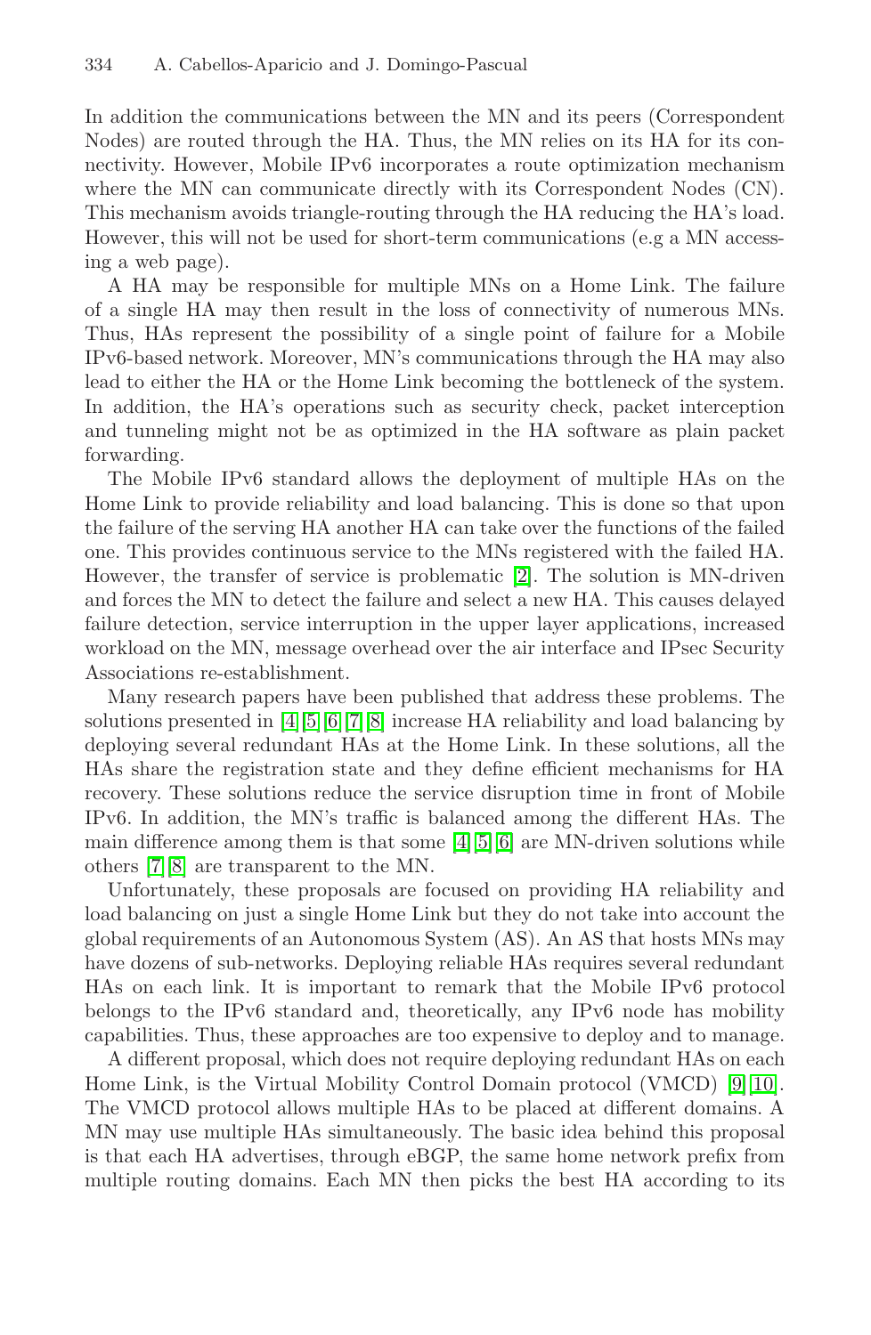In addition the communications between the MN and its peers (Correspondent Nodes) are routed through the HA. Thus, the MN relies on its HA for its connectivity. However, Mobile IPv6 incorporates a route optimization mechanism where the MN can communicate directly with its Correspondent Nodes (CN). This mechanism avoids triangle-routing through the HA reducing the HA's load. However, this will not be used for short-term communications (e.g a MN accessing a web page).

A HA may be responsible for multiple MNs on a Home Link. The failure of a single HA may then result in the loss of connectivity of numerous MNs. Thus, HAs represent the possibility of a single point of failure for a Mobile IPv6-based network. Moreover, MN's communications through the HA may also lead to either the HA or the Home Link becoming the bottleneck of the system. In addition, the HA's operations such as security check, packet interception and tunneling might not be as optimized in the HA software as plain packet forwarding.

The Mobile IPv6 standard allows the deployment of multiple HAs on the Home Link to provide reliability and load balancing. This is done so that upon the failure of the serving HA another HA can take over the functions of the failed one. This provides continuous service to the MNs registered with the failed HA. However, the transfer of service is problematic [2]. The solution is MN-driven and forces the MN to detect the failure and select a new HA. This causes delayed failure detection, service interruption in the upper layer applications, increased workload on the MN, message overhead over the air interface and IPsec Security Associations re-establishment.

Many research papers have been published that address these problems. The solutions presented in [4][5][6][7][8] increase HA reliability and load balancing by deploying several redundant HAs at the Home Link. In these solutions, all the HAs share the registration state and they define efficient mechanisms for HA recovery. These solutions reduce the service disruption time in front of Mobile IPv6. In addition, the MN's traffic is balanced among the different HAs. The main difference among them is that some [4][5][6] are MN-driven solutions while others [7][8] are transparent to the MN.

Unfortunately, these proposals are focused on providing HA reliability and load balancing on just a single Home Link but they do not take into account the global requirements of an Autonomous System (AS). An AS that hosts MNs may have dozens of sub-networks. Deploying reliable HAs requires several redundant HAs on each link. It is important to remark that the Mobile IPv6 protocol belongs to the IPv6 standard and, theoretically, any IPv6 node has mobility capabilities. Thus, these approaches are too expensive to deploy and to manage.

A different proposal, which does not require deploying redundant HAs on each Home Link, is the Virtual Mobility Control Domain protocol (VMCD) [9][10]. The VMCD protocol allows multiple HAs to be placed at different domains. A MN may use multiple HAs simultaneously. The basic idea behind this proposal is that each HA advertises, through eBGP, the same home network prefix from multiple routing domains. Each MN then picks the best HA according to its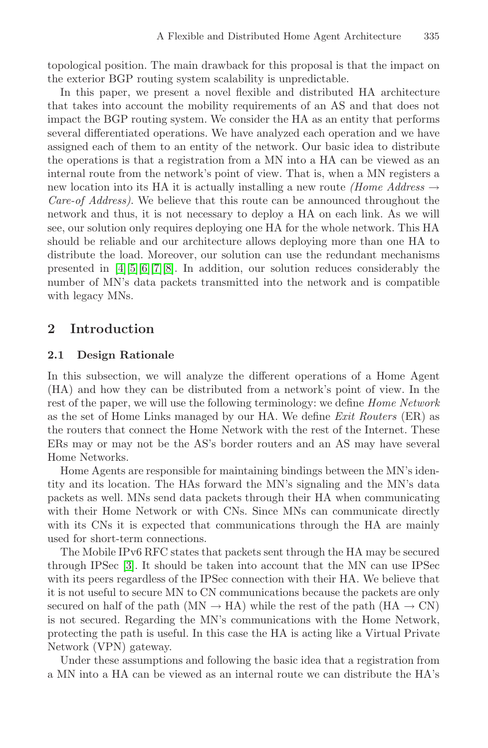topological position. The main drawback for this proposal is that the impact on the exterior BGP routing system scalability is unpredictable.

In this paper, we present a novel flexible and distributed HA architecture that takes into account the mobility requirements of an AS and that does not impact the BGP routing system. We consider the HA as an entity that performs several differentiated operations. We have analyzed each operation and we have assigned each of them to an entity of the network. Our basic idea to distribute the operations is that a registration from a MN into a HA can be viewed as an internal route from the network's point of view. That is, when a MN registers a new location into its HA it is actually installing a new route *(Home Address → Care-of Address)*. We believe that this route can be announced throughout the network and thus, it is not necessary to deploy a HA on each link. As we will see, our solution only requires deploying one HA for the whole network. This HA should be reliable and our architecture allows deploying more than one HA to distribute the load. Moreover, our solution can use the redundant mechanisms presented in [4][5][6][7][8]. In addition, our solution reduces considerably the number of MN's data packets transmitted into the network and is compatible with legacy MNs.

## 2 Introduction

### 2.1 Design Rationale

In this subsection, we will analyze the different operations of a Home Agent (HA) and how they can be distributed from a network's point of view. In the rest of the paper, we will use the following terminology: we define *Home Network* as the set of Home Links managed by our HA. We define *Exit Routers* (ER) as the routers that connect the Home Network with the rest of the Internet. These ERs may or may not be the AS's border routers and an AS may have several Home Networks.

Home Agents are responsible for maintaining bindings between the MN's identity and its location. The HAs forward the MN's signaling and the MN's data packets as well. MNs send data packets through their HA when communicating with their Home Network or with CNs. Since MNs can communicate directly with its CNs it is expected that communications through the HA are mainly used for short-term connections.

The Mobile IPv6 RFC states that packets sent through the HA may be secured through IPSec [3]. It should be taken into account that the MN can use IPSec with its peers regardless of the IPSec connection with their HA. We believe that it is not useful to secure MN to CN communications because the packets are only secured on half of the path (MN → HA) while the rest of the path (HA → CN) is not secured. Regarding the MN's communications with the Home Network, protecting the path is useful. In this case the HA is acting like a Virtual Private Network (VPN) gateway.

Under these assumptions and following the basic idea that a registration from a MN into a HA can be viewed as an internal route we can distribute the HA's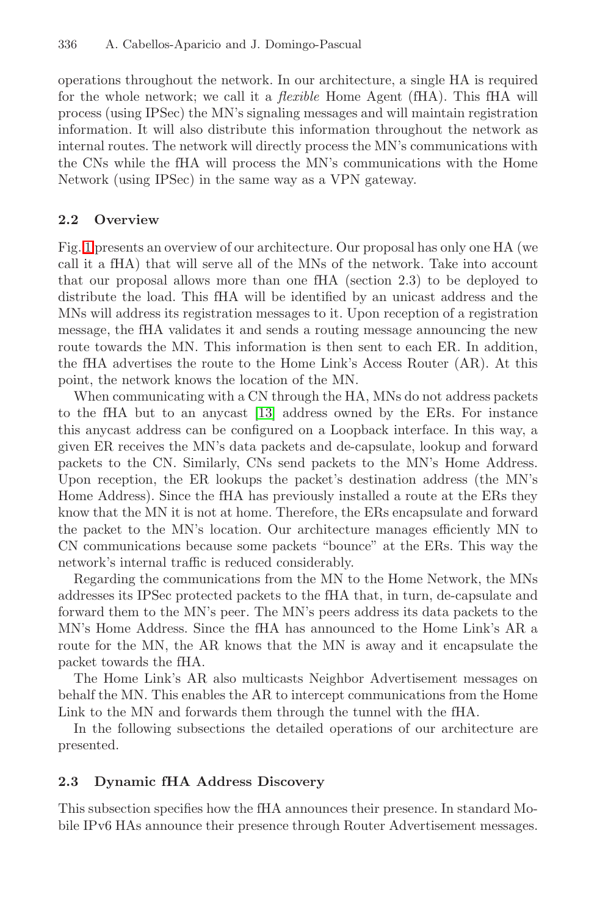operations throughout the network. In our architecture, a single HA is required for the whole network; we call it a *flexible* Home Agent (fHA). This fHA will process (using IPSec) the MN's signaling messages and will maintain registration information. It will also distribute this information throughout the network as internal routes. The network will directly process the MN's communications with the CNs while the fHA will process the MN's communications with the Home Network (using IPSec) in the same way as a VPN gateway.

### 2.2 Overview

Fig. 1 presents an overview of our architecture. Our proposal has only one HA (we call it a fHA) that will serve all of the MNs of the network. Take into account that our proposal allows more than one fHA (section 2.3) to be deployed to distribute the load. This fHA will be identified by an unicast address and the MNs will address its registration messages to it. Upon reception of a registration message, the fHA validates it and sends a routing message announcing the new route towards the MN. This information is then sent to each ER. In addition, the fHA advertises the route to the Home Link's Access Router (AR). At this point, the network knows the location of the MN.

When communicating with a CN through the HA, MNs do not address packets to the fHA but to an anycast [13] address owned by the ERs. For instance this anycast address can be configured on a Loopback interface. In this way, a given ER receives the MN's data packets and de-capsulate, lookup and forward packets to the CN. Similarly, CNs send packets to the MN's Home Address. Upon reception, the ER lookups the packet's destination address (the MN's Home Address). Since the fHA has previously installed a route at the ERs they know that the MN it is not at home. Therefore, the ERs encapsulate and forward the packet to the MN's location. Our architecture manages efficiently MN to CN communications because some packets "bounce" at the ERs. This way the network's internal traffic is reduced considerably.

Regarding the communications from the MN to the Home Network, the MNs addresses its IPSec protected packets to the fHA that, in turn, de-capsulate and forward them to the MN's peer. The MN's peers address its data packets to the MN's Home Address. Since the fHA has announced to the Home Link's AR a route for the MN, the AR knows that the MN is away and it encapsulate the packet towards the fHA.

The Home Link's AR also multicasts Neighbor Advertisement messages on behalf the MN. This enables the AR to intercept communications from the Home Link to the MN and forwards them through the tunnel with the fHA.

In the following subsections the detailed operations of our architecture are presented.

### 2.3 Dynamic fHA Address Discovery

This subsection specifies how the fHA announces their presence. In standard Mobile IPv6 HAs announce their presence through Router Advertisement messages.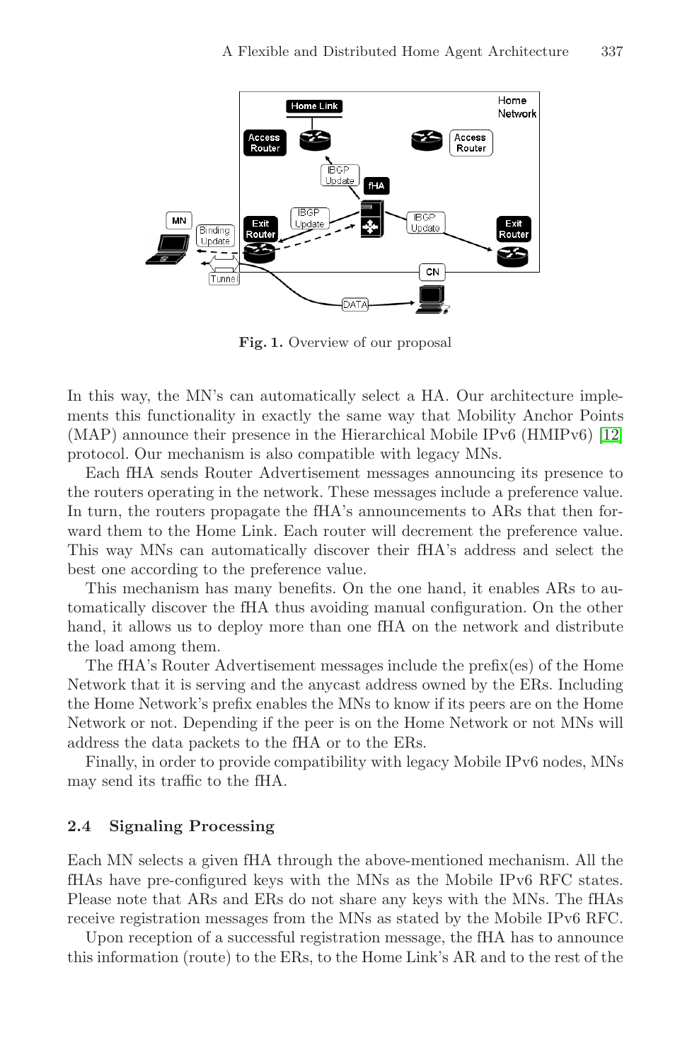**Fig. 1.** Overview of our proposal

In this way, the MN's can automatically select a HA. Our architecture implements this functionality in exactly the same way that Mobility Anchor Points (MAP) announce their presence in the Hierarchical Mobile IPv6 (HMIPv6) [12] protocol. Our mechanism is also compatible with legacy MNs.

Each fHA sends Router Advertisement messages announcing its presence to the routers operating in the network. These messages include a preference value. In turn, the routers propagate the fHA's announcements to ARs that then forward them to the Home Link. Each router will decrement the preference value. This way MNs can automatically discover their fHA's address and select the best one according to the preference value.

This mechanism has many benefits. On the one hand, it enables ARs to automatically discover the fHA thus avoiding manual configuration. On the other hand, it allows us to deploy more than one fHA on the network and distribute the load among them.

The fHA's Router Advertisement messages include the prefix(es) of the Home Network that it is serving and the anycast address owned by the ERs. Including the Home Network's prefix enables the MNs to know if its peers are on the Home Network or not. Depending if the peer is on the Home Network or not MNs will address the data packets to the fHA or to the ERs.

Finally, in order to provide compatibility with legacy Mobile IPv6 nodes, MNs may send its traffic to the fHA.

### 2.4 Signaling Processing

Each MN selects a given fHA through the above-mentioned mechanism. All the fHAs have pre-configured keys with the MNs as the Mobile IPv6 RFC states. Please note that ARs and ERs do not share any keys with the MNs. The fHAs receive registration messages from the MNs as stated by the Mobile IPv6 RFC.

Upon reception of a successful registration message, the fHA has to announce this information (route) to the ERs, to the Home Link's AR and to the rest of the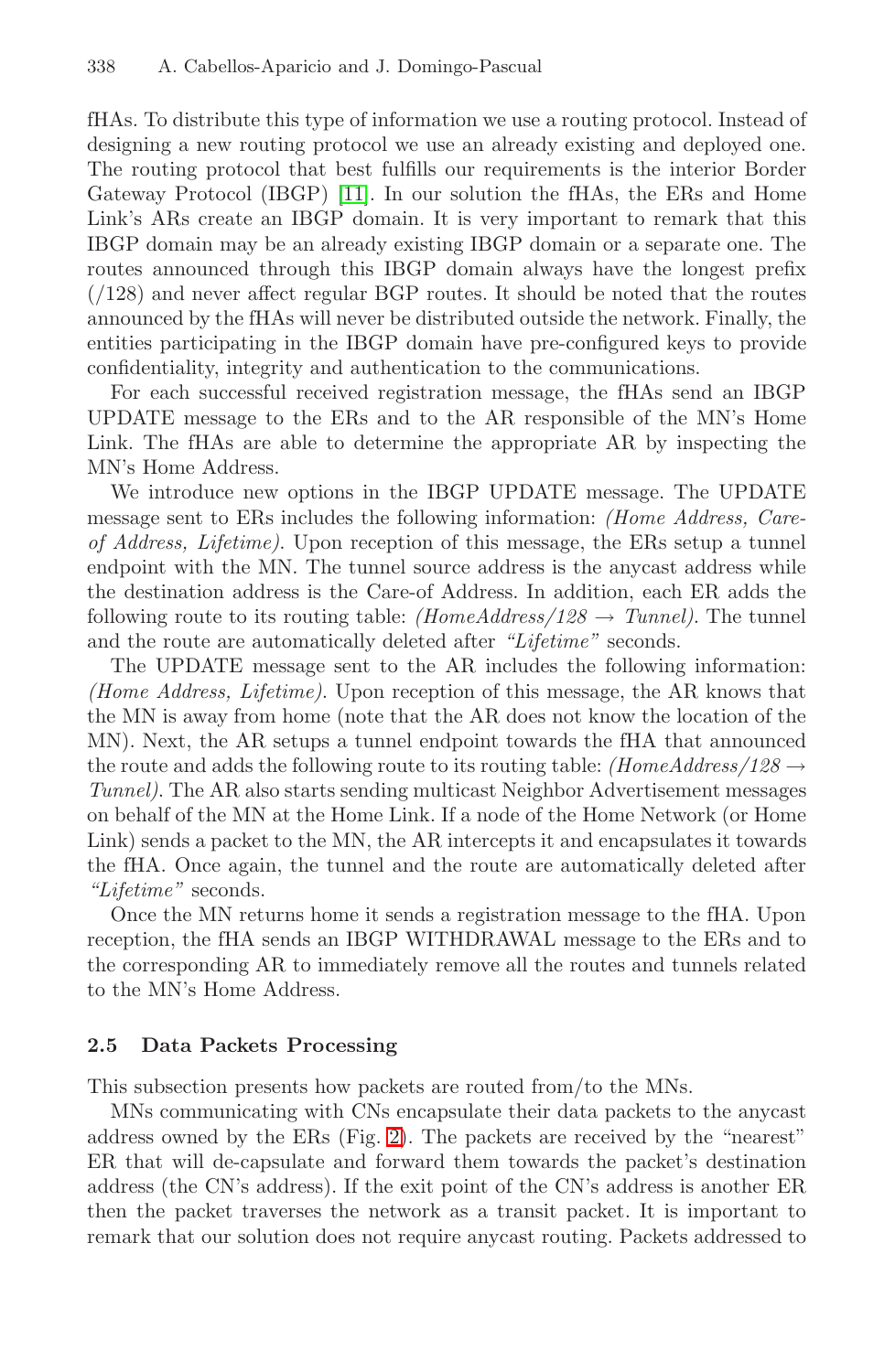fHAs. To distribute this type of information we use a routing protocol. Instead of designing a new routing protocol we use an already existing and deployed one. The routing protocol that best fulfills our requirements is the interior Border Gateway Protocol (IBGP) [11]. In our solution the fHAs, the ERs and Home Link's ARs create an IBGP domain. It is very important to remark that this IBGP domain may be an already existing IBGP domain or a separate one. The routes announced through this IBGP domain always have the longest prefix (/128) and never affect regular BGP routes. It should be noted that the routes announced by the fHAs will never be distributed outside the network. Finally, the entities participating in the IBGP domain have pre-configured keys to provide confidentiality, integrity and authentication to the communications.

For each successful received registration message, the fHAs send an IBGP UPDATE message to the ERs and to the AR responsible of the MN's Home Link. The fHAs are able to determine the appropriate AR by inspecting the MN's Home Address.

We introduce new options in the IBGP UPDATE message. The UPDATE message sent to ERs includes the following information: *(Home Address, Care-of Address, Lifetime)*. Upon reception of this message, the ERs setup a tunnel endpoint with the MN. The tunnel source address is the anycast address while the destination address is the Care-of Address. In addition, each ER adds the following route to its routing table: *(HomeAddress/128 → Tunnel)*. The tunnel and the route are automatically deleted after *"Lifetime"* seconds.

The UPDATE message sent to the AR includes the following information: *(Home Address, Lifetime)*. Upon reception of this message, the AR knows that the MN is away from home (note that the AR does not know the location of the MN). Next, the AR setups a tunnel endpoint towards the fHA that announced the route and adds the following route to its routing table: *(HomeAddress/128 → Tunnel)*. The AR also starts sending multicast Neighbor Advertisement messages on behalf of the MN at the Home Link. If a node of the Home Network (or Home Link) sends a packet to the MN, the AR intercepts it and encapsulates it towards the fHA. Once again, the tunnel and the route are automatically deleted after *"Lifetime"* seconds.

Once the MN returns home it sends a registration message to the fHA. Upon reception, the fHA sends an IBGP WITHDRAWAL message to the ERs and to the corresponding AR to immediately remove all the routes and tunnels related to the MN's Home Address.

### 2.5 Data Packets Processing

This subsection presents how packets are routed from/to the MNs.

MNs communicating with CNs encapsulate their data packets to the anycast address owned by the ERs (Fig. 2). The packets are received by the "nearest" ER that will de-capsulate and forward them towards the packet's destination address (the CN's address). If the exit point of the CN's address is another ER then the packet traverses the network as a transit packet. It is important to remark that our solution does not require anycast routing. Packets addressed to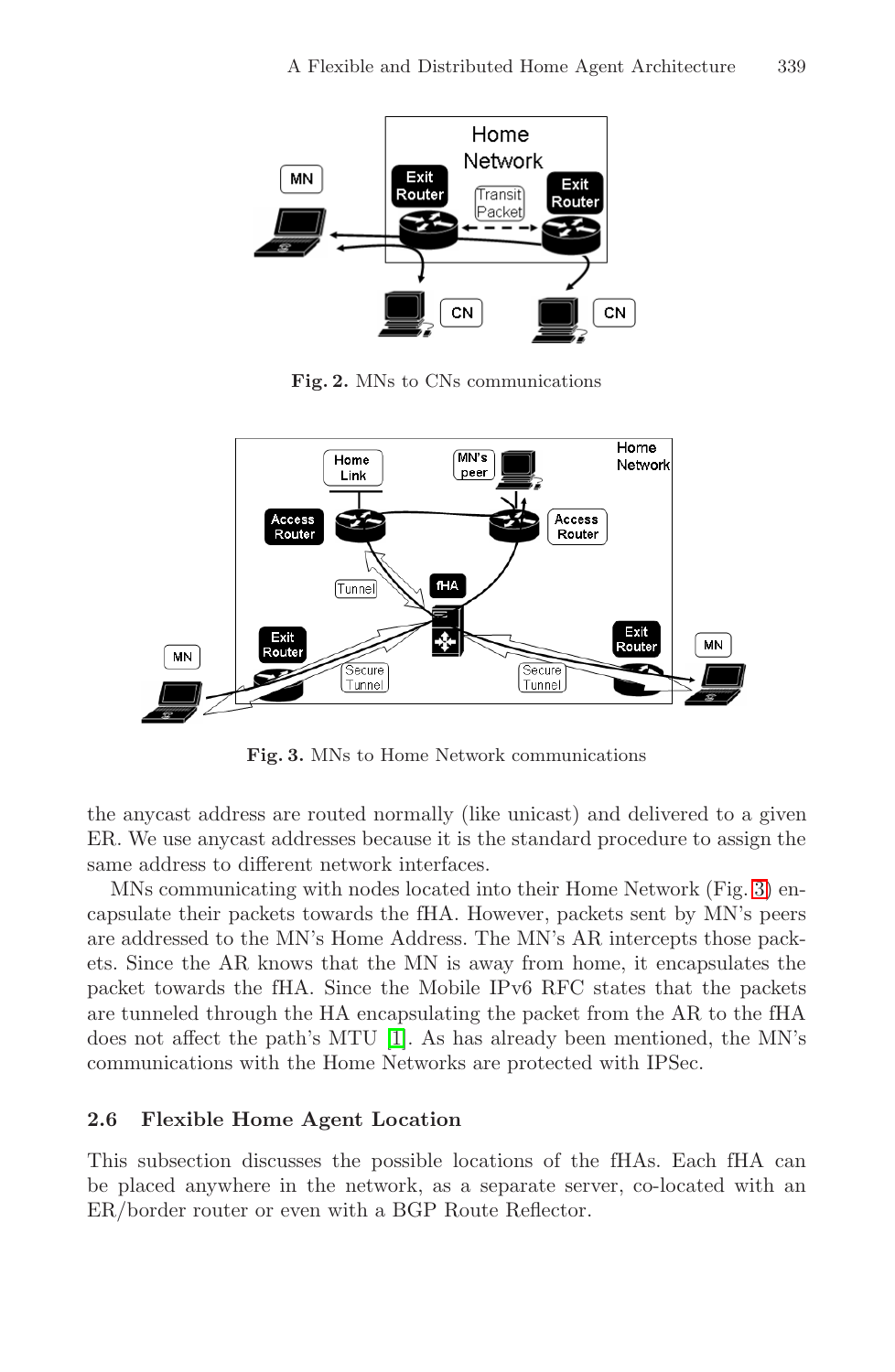Fig. 2. MNs to CNs communications

Fig. 3. MNs to Home Network communications

the anycast address are routed normally (like unicast) and delivered to a given ER. We use anycast addresses because it is the standard procedure to assign the same address to different network interfaces.

MNs communicating with nodes located into their Home Network (Fig. 3) encapsulate their packets towards the fHA. However, packets sent by MN's peers are addressed to the MN's Home Address. The MN's AR intercepts those packets. Since the AR knows that the MN is away from home, it encapsulates the packet towards the fHA. Since the Mobile IPv6 RFC states that the packets are tunneled through the HA encapsulating the packet from the AR to the fHA does not affect the path's MTU [1]. As has already been mentioned, the MN's communications with the Home Networks are protected with IPSec.

### 2.6 Flexible Home Agent Location

This subsection discusses the possible locations of the fHAs. Each fHA can be placed anywhere in the network, as a separate server, co-located with an ER/border router or even with a BGP Route Reflector.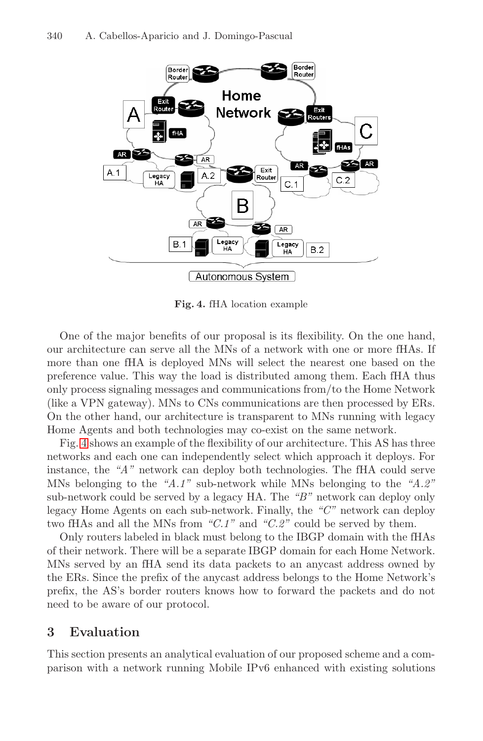**Fig. 4.** fHA location example

One of the major benefits of our proposal is its flexibility. On the one hand, our architecture can serve all the MNs of a network with one or more fHAs. If more than one fHA is deployed MNs will select the nearest one based on the preference value. This way the load is distributed among them. Each fHA thus only process signaling messages and communications from/to the Home Network (like a VPN gateway). MNs to CNs communications are then processed by ERs. On the other hand, our architecture is transparent to MNs running with legacy Home Agents and both technologies may co-exist on the same network.

Fig. 4 shows an example of the flexibility of our architecture. This AS has three networks and each one can independently select which approach it deploys. For instance, the *"A"* network can deploy both technologies. The fHA could serve MNs belonging to the *"A.1"* sub-network while MNs belonging to the *"A.2"* sub-network could be served by a legacy HA. The *"B"* network can deploy only legacy Home Agents on each sub-network. Finally, the *"C"* network can deploy two fHAs and all the MNs from *"C.1"* and *"C.2"* could be served by them.

Only routers labeled in black must belong to the IBGP domain with the fHAs of their network. There will be a separate IBGP domain for each Home Network. MNs served by an fHA send its data packets to an anycast address owned by the ERs. Since the prefix of the anycast address belongs to the Home Network's prefix, the AS's border routers knows how to forward the packets and do not need to be aware of our protocol.

## 3 Evaluation

This section presents an analytical evaluation of our proposed scheme and a comparison with a network running Mobile IPv6 enhanced with existing solutions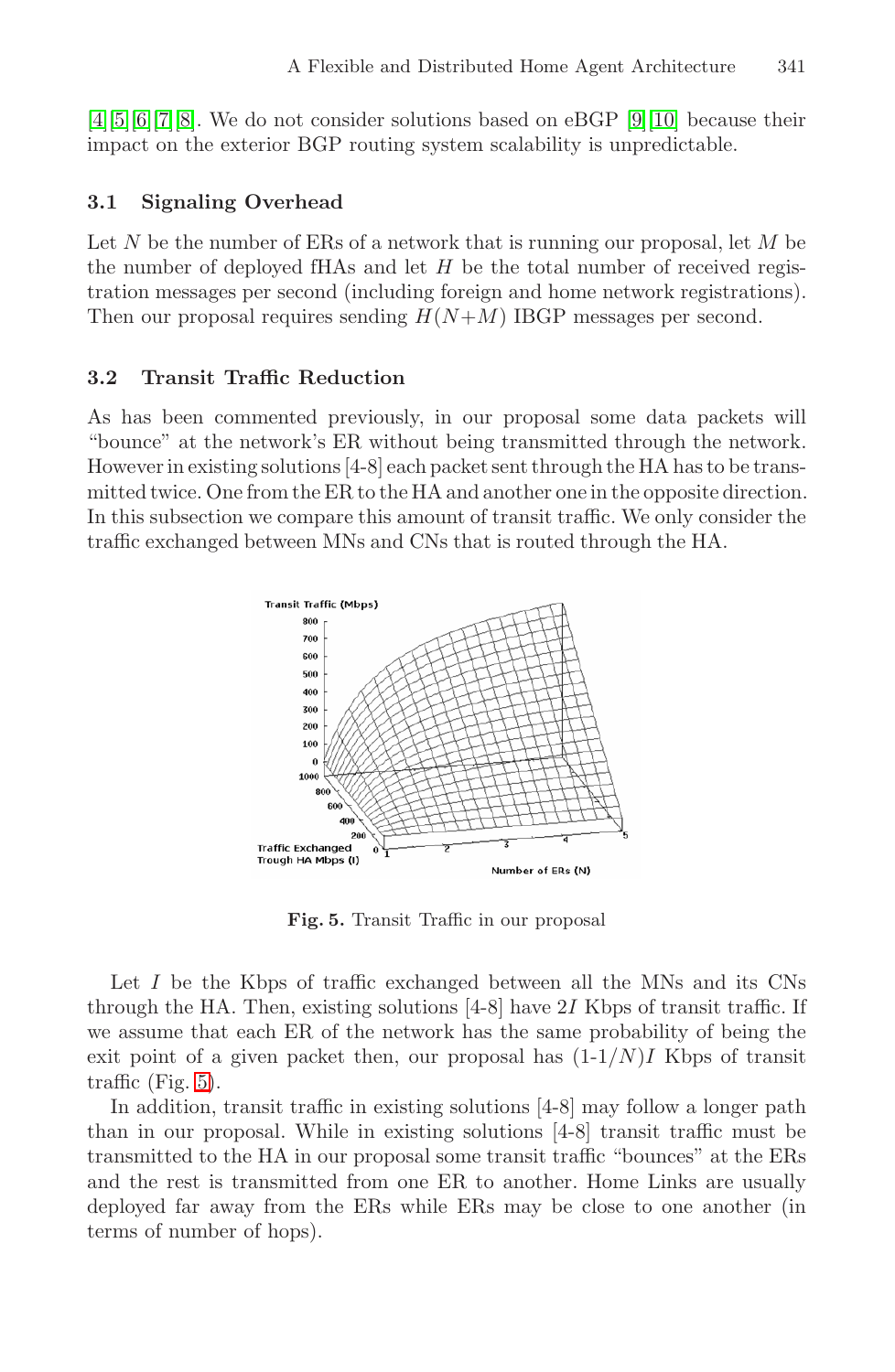[4][5][6][7][8]. We do not consider solutions based on eBGP [9][10] because their impact on the exterior BGP routing system scalability is unpredictable.

### 3.1 Signaling Overhead

Let $N$ be the number of ERs of a network that is running our proposal, let $M$ be the number of deployed fHAs and let $H$ be the total number of received registration messages per second (including foreign and home network registrations). Then our proposal requires sending $H(N+M)$ IBGP messages per second.

### 3.2 Transit Traffic Reduction

As has been commented previously, in our proposal some data packets will "bounce" at the network's ER without being transmitted through the network. However in existing solutions [4-8] each packet sent through the HA has to be transmitted twice. One from the ER to the HA and another one in the opposite direction. In this subsection we compare this amount of transit traffic. We only consider the traffic exchanged between MNs and CNs that is routed through the HA.

**Fig. 5.** Transit Traffic in our proposal

Let $I$ be the Kbps of traffic exchanged between all the MNs and its CNs through the HA. Then, existing solutions [4-8] have $2I$ Kbps of transit traffic. If we assume that each ER of the network has the same probability of being the exit point of a given packet then, our proposal has $(1\text{-}1/N)I$ Kbps of transit traffic (Fig. 5).

In addition, transit traffic in existing solutions [4-8] may follow a longer path than in our proposal. While in existing solutions [4-8] transit traffic must be transmitted to the HA in our proposal some transit traffic "bounces" at the ERs and the rest is transmitted from one ER to another. Home Links are usually deployed far away from the ERs while ERs may be close to one another (in terms of number of hops).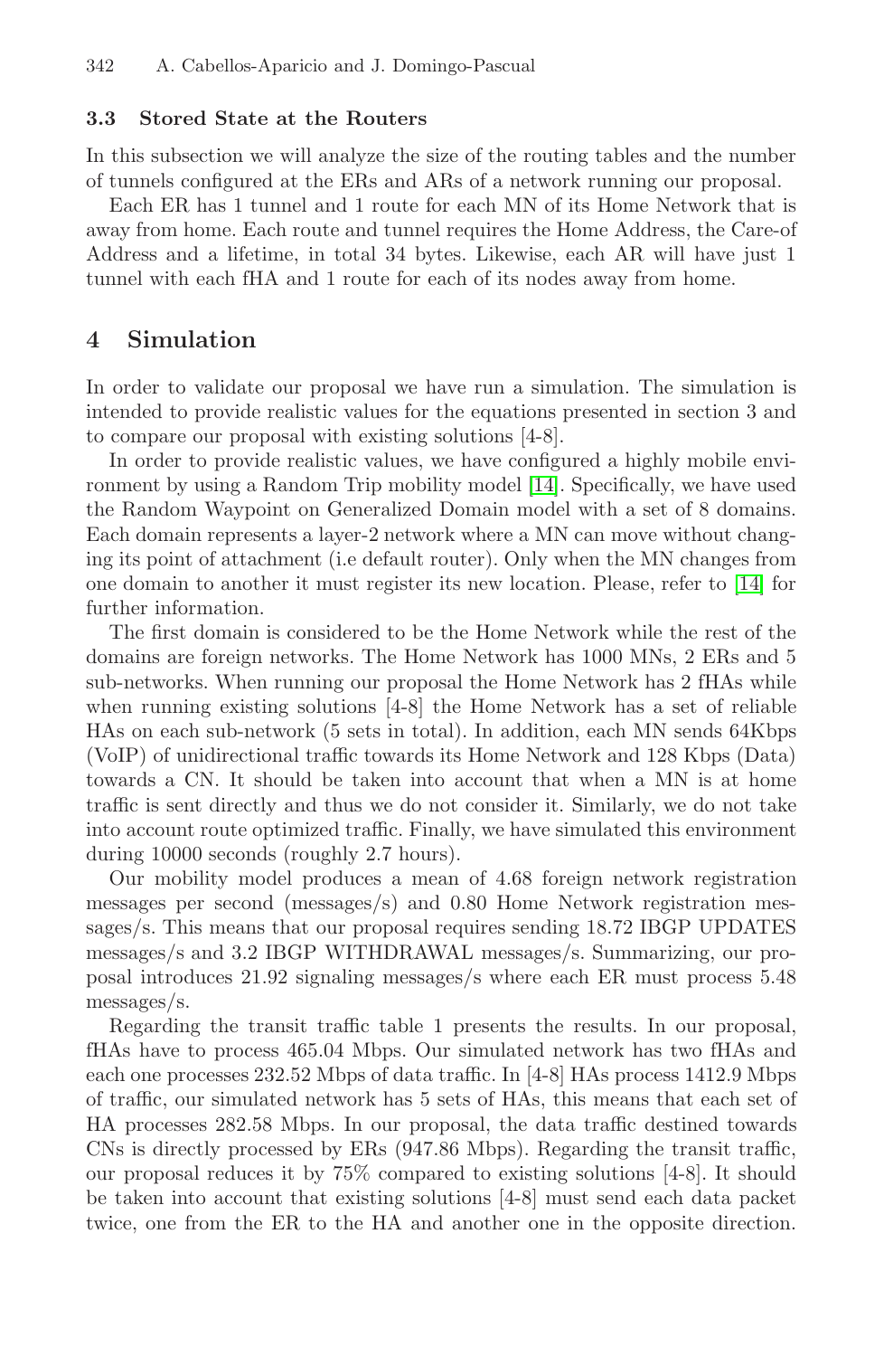### 3.3 Stored State at the Routers

In this subsection we will analyze the size of the routing tables and the number of tunnels configured at the ERs and ARs of a network running our proposal.

Each ER has 1 tunnel and 1 route for each MN of its Home Network that is away from home. Each route and tunnel requires the Home Address, the Care-of Address and a lifetime, in total 34 bytes. Likewise, each AR will have just 1 tunnel with each fHA and 1 route for each of its nodes away from home.

## 4 Simulation

In order to validate our proposal we have run a simulation. The simulation is intended to provide realistic values for the equations presented in section 3 and to compare our proposal with existing solutions [4-8].

In order to provide realistic values, we have configured a highly mobile environment by using a Random Trip mobility model [14]. Specifically, we have used the Random Waypoint on Generalized Domain model with a set of 8 domains. Each domain represents a layer-2 network where a MN can move without changing its point of attachment (i.e default router). Only when the MN changes from one domain to another it must register its new location. Please, refer to [14] for further information.

The first domain is considered to be the Home Network while the rest of the domains are foreign networks. The Home Network has 1000 MNs, 2 ERs and 5 sub-networks. When running our proposal the Home Network has 2 fHAs while when running existing solutions [4-8] the Home Network has a set of reliable HAs on each sub-network (5 sets in total). In addition, each MN sends 64Kbps (VoIP) of unidirectional traffic towards its Home Network and 128 Kbps (Data) towards a CN. It should be taken into account that when a MN is at home traffic is sent directly and thus we do not consider it. Similarly, we do not take into account route optimized traffic. Finally, we have simulated this environment during 10000 seconds (roughly 2.7 hours).

Our mobility model produces a mean of 4.68 foreign network registration messages per second (messages/s) and 0.80 Home Network registration messages/s. This means that our proposal requires sending 18.72 IBGP UPDATES messages/s and 3.2 IBGP WITHDRAWAL messages/s. Summarizing, our proposal introduces 21.92 signaling messages/s where each ER must process 5.48 messages/s.

Regarding the transit traffic table 1 presents the results. In our proposal, fHAs have to process 465.04 Mbps. Our simulated network has two fHAs and each one processes 232.52 Mbps of data traffic. In [4-8] HAs process 1412.9 Mbps of traffic, our simulated network has 5 sets of HAs, this means that each set of HA processes 282.58 Mbps. In our proposal, the data traffic destined towards CNs is directly processed by ERs (947.86 Mbps). Regarding the transit traffic, our proposal reduces it by 75% compared to existing solutions [4-8]. It should be taken into account that existing solutions [4-8] must send each data packet twice, one from the ER to the HA and another one in the opposite direction.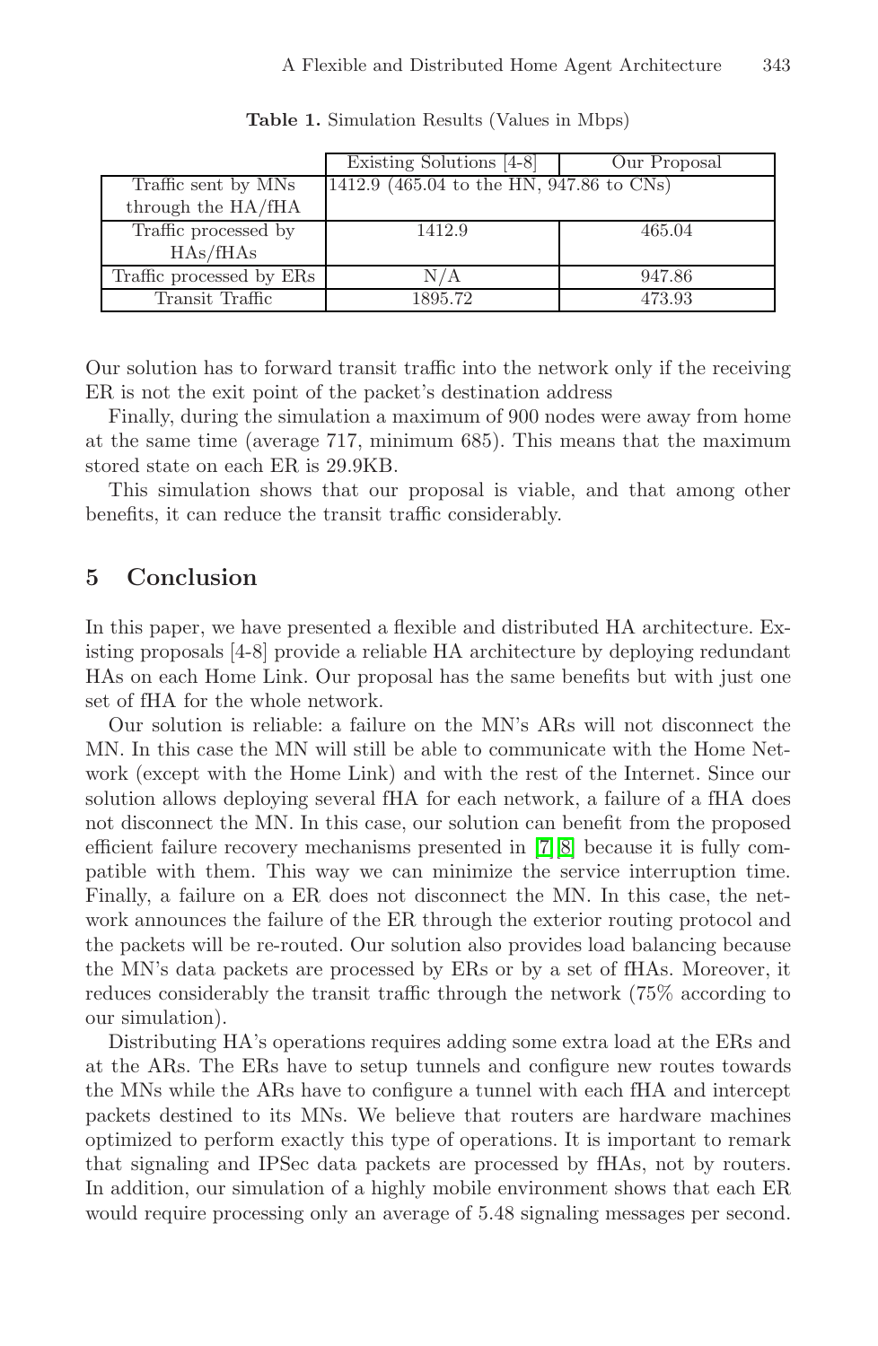**Table 1.** Simulation Results (Values in Mbps)

| | Existing Solutions [4-8] | Our Proposal |
|---|---|---|
| Traffic sent by MNs through the HA/fHA | 1412.9 (465.04 to the HN, 947.86 to CNs) | |
| Traffic processed by HAs/fHAs | 1412.9 | 465.04 |
| Traffic processed by ERs | N/A | 947.86 |
| Transit Traffic | 1895.72 | 473.93 |

Our solution has to forward transit traffic into the network only if the receiving ER is not the exit point of the packet's destination address

Finally, during the simulation a maximum of 900 nodes were away from home at the same time (average 717, minimum 685). This means that the maximum stored state on each ER is 29.9KB.

This simulation shows that our proposal is viable, and that among other benefits, it can reduce the transit traffic considerably.

## 5 Conclusion

In this paper, we have presented a flexible and distributed HA architecture. Existing proposals [4-8] provide a reliable HA architecture by deploying redundant HAs on each Home Link. Our proposal has the same benefits but with just one set of fHA for the whole network.

Our solution is reliable: a failure on the MN's ARs will not disconnect the MN. In this case the MN will still be able to communicate with the Home Network (except with the Home Link) and with the rest of the Internet. Since our solution allows deploying several fHA for each network, a failure of a fHA does not disconnect the MN. In this case, our solution can benefit from the proposed efficient failure recovery mechanisms presented in [7][8] because it is fully compatible with them. This way we can minimize the service interruption time. Finally, a failure on a ER does not disconnect the MN. In this case, the network announces the failure of the ER through the exterior routing protocol and the packets will be re-routed. Our solution also provides load balancing because the MN's data packets are processed by ERs or by a set of fHAs. Moreover, it reduces considerably the transit traffic through the network (75% according to our simulation).

Distributing HA's operations requires adding some extra load at the ERs and at the ARs. The ERs have to setup tunnels and configure new routes towards the MNs while the ARs have to configure a tunnel with each fHA and intercept packets destined to its MNs. We believe that routers are hardware machines optimized to perform exactly this type of operations. It is important to remark that signaling and IPSec data packets are processed by fHAs, not by routers. In addition, our simulation of a highly mobile environment shows that each ER would require processing only an average of 5.48 signaling messages per second.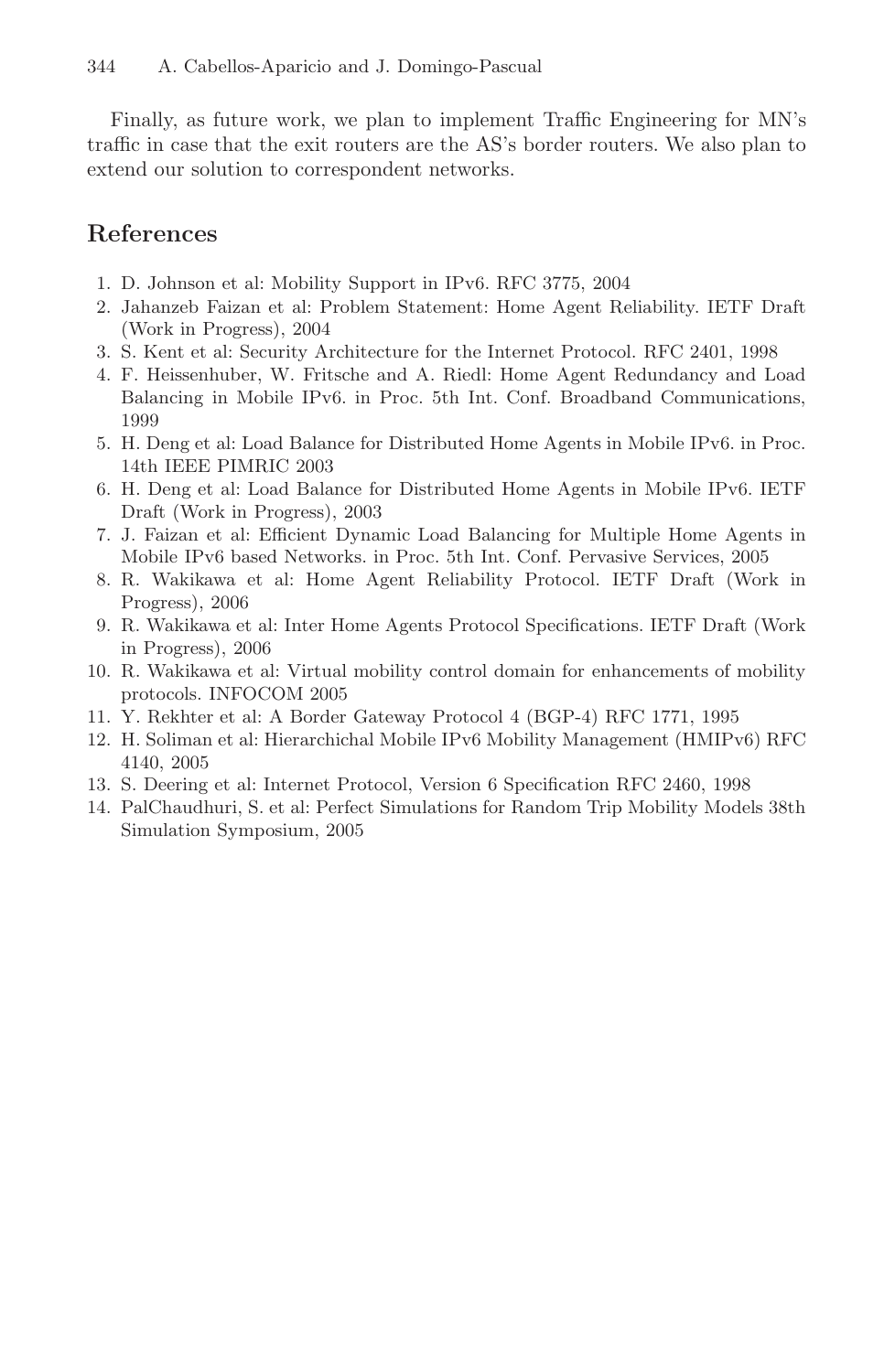Finally, as future work, we plan to implement Traffic Engineering for MN's traffic in case that the exit routers are the AS's border routers. We also plan to extend our solution to correspondent networks.

## References

1. D. Johnson et al: Mobility Support in IPv6. RFC 3775, 2004
2. Jahanzeb Faizan et al: Problem Statement: Home Agent Reliability. IETF Draft (Work in Progress), 2004
3. S. Kent et al: Security Architecture for the Internet Protocol. RFC 2401, 1998
4. F. Heissenhuber, W. Fritsche and A. Riedl: Home Agent Redundancy and Load Balancing in Mobile IPv6. in Proc. 5th Int. Conf. Broadband Communications, 1999
5. H. Deng et al: Load Balance for Distributed Home Agents in Mobile IPv6. in Proc. 14th IEEE PIMRIC 2003
6. H. Deng et al: Load Balance for Distributed Home Agents in Mobile IPv6. IETF Draft (Work in Progress), 2003
7. J. Faizan et al: Efficient Dynamic Load Balancing for Multiple Home Agents in Mobile IPv6 based Networks. in Proc. 5th Int. Conf. Pervasive Services, 2005
8. R. Wakikawa et al: Home Agent Reliability Protocol. IETF Draft (Work in Progress), 2006
9. R. Wakikawa et al: Inter Home Agents Protocol Specifications. IETF Draft (Work in Progress), 2006
10. R. Wakikawa et al: Virtual mobility control domain for enhancements of mobility protocols. INFOCOM 2005
11. Y. Rekhter et al: A Border Gateway Protocol 4 (BGP-4) RFC 1771, 1995
12. H. Soliman et al: Hierarchichal Mobile IPv6 Mobility Management (HMIPv6) RFC 4140, 2005
13. S. Deering et al: Internet Protocol, Version 6 Specification RFC 2460, 1998
14. PalChaudhuri, S. et al: Perfect Simulations for Random Trip Mobility Models 38th Simulation Symposium, 2005